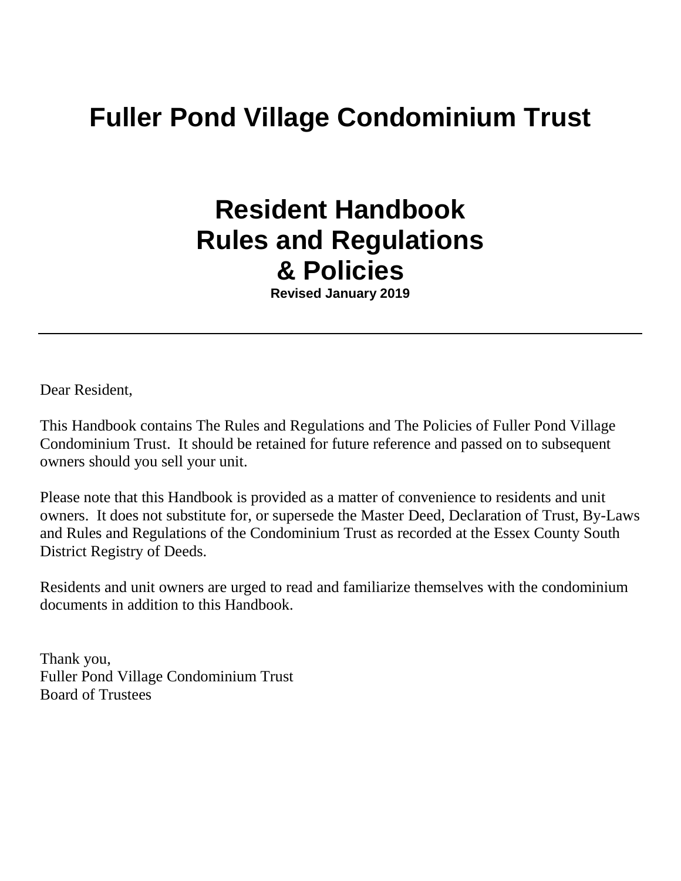# Fuller Pond Village Condominium Trust

## Resident Handbook
## Rules and Regulations
## & Policies

**Revised January 2019**

---

Dear Resident,

This Handbook contains The Rules and Regulations and The Policies of Fuller Pond Village Condominium Trust. It should be retained for future reference and passed on to subsequent owners should you sell your unit.

Please note that this Handbook is provided as a matter of convenience to residents and unit owners. It does not substitute for, or supersede the Master Deed, Declaration of Trust, By-Laws and Rules and Regulations of the Condominium Trust as recorded at the Essex County South District Registry of Deeds.

Residents and unit owners are urged to read and familiarize themselves with the condominium documents in addition to this Handbook.

Thank you,
Fuller Pond Village Condominium Trust
Board of Trustees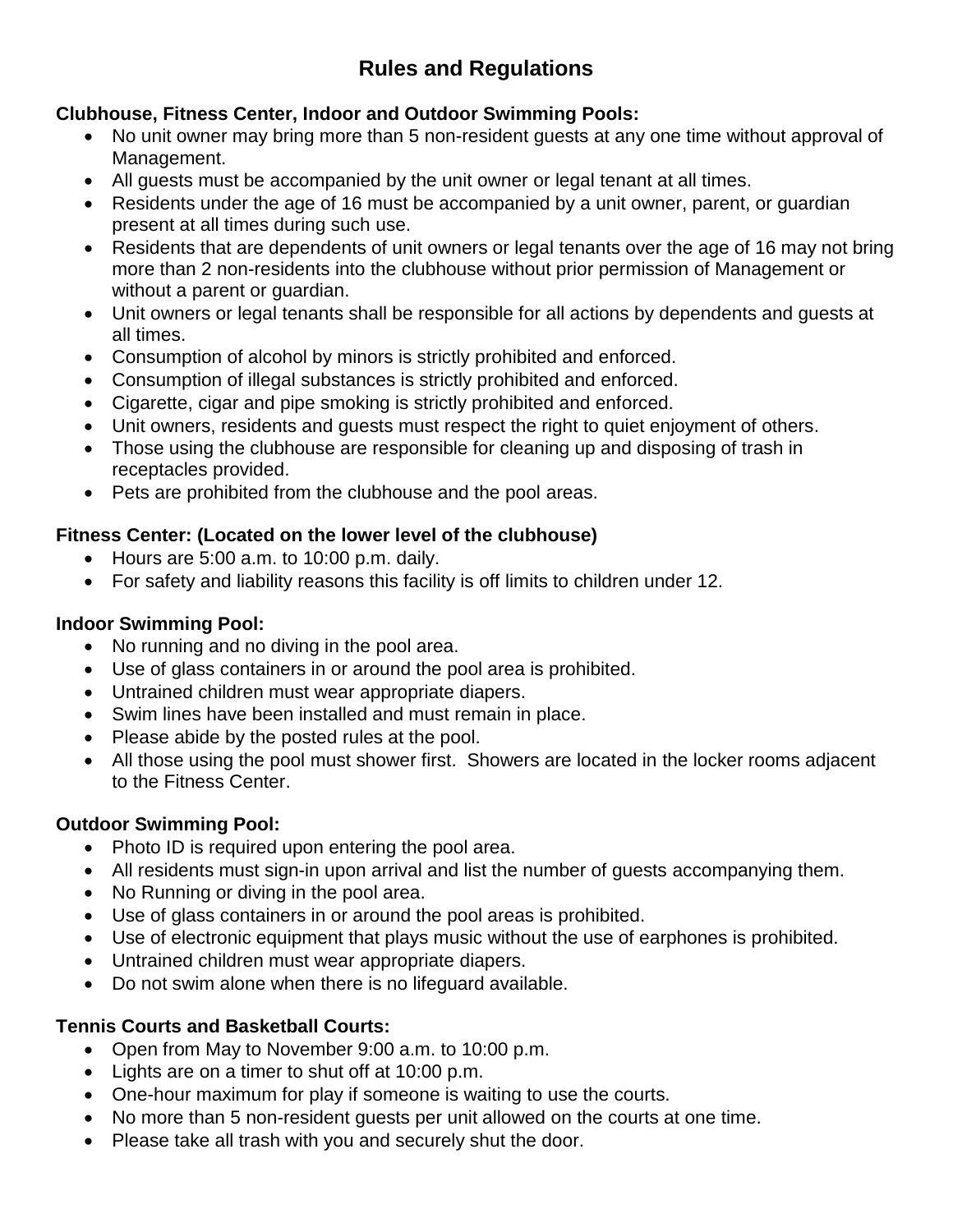# Rules and Regulations

**Clubhouse, Fitness Center, Indoor and Outdoor Swimming Pools:**

- No unit owner may bring more than 5 non-resident guests at any one time without approval of Management.
- All guests must be accompanied by the unit owner or legal tenant at all times.
- Residents under the age of 16 must be accompanied by a unit owner, parent, or guardian present at all times during such use.
- Residents that are dependents of unit owners or legal tenants over the age of 16 may not bring more than 2 non-residents into the clubhouse without prior permission of Management or without a parent or guardian.
- Unit owners or legal tenants shall be responsible for all actions by dependents and guests at all times.
- Consumption of alcohol by minors is strictly prohibited and enforced.
- Consumption of illegal substances is strictly prohibited and enforced.
- Cigarette, cigar and pipe smoking is strictly prohibited and enforced.
- Unit owners, residents and guests must respect the right to quiet enjoyment of others.
- Those using the clubhouse are responsible for cleaning up and disposing of trash in receptacles provided.
- Pets are prohibited from the clubhouse and the pool areas.

**Fitness Center: (Located on the lower level of the clubhouse)**

- Hours are 5:00 a.m. to 10:00 p.m. daily.
- For safety and liability reasons this facility is off limits to children under 12.

**Indoor Swimming Pool:**

- No running and no diving in the pool area.
- Use of glass containers in or around the pool area is prohibited.
- Untrained children must wear appropriate diapers.
- Swim lines have been installed and must remain in place.
- Please abide by the posted rules at the pool.
- All those using the pool must shower first. Showers are located in the locker rooms adjacent to the Fitness Center.

**Outdoor Swimming Pool:**

- Photo ID is required upon entering the pool area.
- All residents must sign-in upon arrival and list the number of guests accompanying them.
- No Running or diving in the pool area.
- Use of glass containers in or around the pool areas is prohibited.
- Use of electronic equipment that plays music without the use of earphones is prohibited.
- Untrained children must wear appropriate diapers.
- Do not swim alone when there is no lifeguard available.

**Tennis Courts and Basketball Courts:**

- Open from May to November 9:00 a.m. to 10:00 p.m.
- Lights are on a timer to shut off at 10:00 p.m.
- One-hour maximum for play if someone is waiting to use the courts.
- No more than 5 non-resident guests per unit allowed on the courts at one time.
- Please take all trash with you and securely shut the door.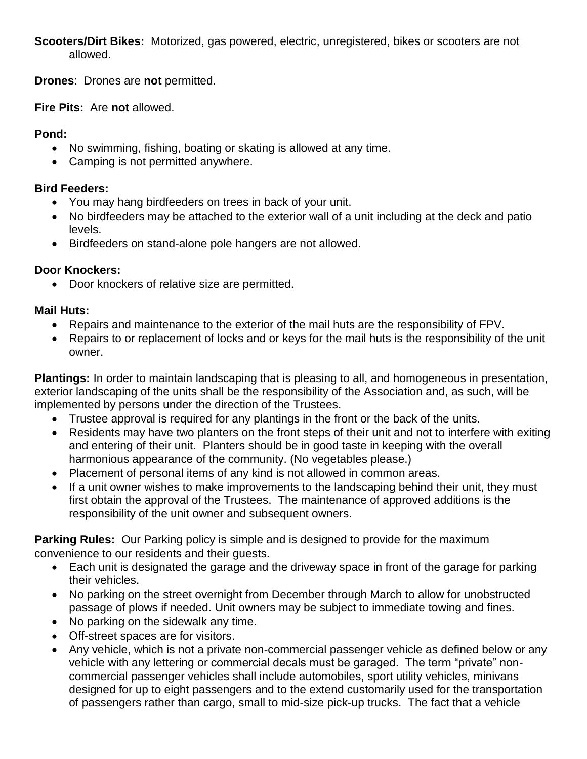**Scooters/Dirt Bikes:** Motorized, gas powered, electric, unregistered, bikes or scooters are not allowed.

**Drones**: Drones are **not** permitted.

**Fire Pits:** Are **not** allowed.

**Pond:**

- No swimming, fishing, boating or skating is allowed at any time.
- Camping is not permitted anywhere.

**Bird Feeders:**

- You may hang birdfeeders on trees in back of your unit.
- No birdfeeders may be attached to the exterior wall of a unit including at the deck and patio levels.
- Birdfeeders on stand-alone pole hangers are not allowed.

**Door Knockers:**

- Door knockers of relative size are permitted.

**Mail Huts:**

- Repairs and maintenance to the exterior of the mail huts are the responsibility of FPV.
- Repairs to or replacement of locks and or keys for the mail huts is the responsibility of the unit owner.

**Plantings:** In order to maintain landscaping that is pleasing to all, and homogeneous in presentation, exterior landscaping of the units shall be the responsibility of the Association and, as such, will be implemented by persons under the direction of the Trustees.

- Trustee approval is required for any plantings in the front or the back of the units.
- Residents may have two planters on the front steps of their unit and not to interfere with exiting and entering of their unit. Planters should be in good taste in keeping with the overall harmonious appearance of the community. (No vegetables please.)
- Placement of personal items of any kind is not allowed in common areas.
- If a unit owner wishes to make improvements to the landscaping behind their unit, they must first obtain the approval of the Trustees. The maintenance of approved additions is the responsibility of the unit owner and subsequent owners.

**Parking Rules:** Our Parking policy is simple and is designed to provide for the maximum convenience to our residents and their guests.

- Each unit is designated the garage and the driveway space in front of the garage for parking their vehicles.
- No parking on the street overnight from December through March to allow for unobstructed passage of plows if needed. Unit owners may be subject to immediate towing and fines.
- No parking on the sidewalk any time.
- Off-street spaces are for visitors.
- Any vehicle, which is not a private non-commercial passenger vehicle as defined below or any vehicle with any lettering or commercial decals must be garaged. The term "private" non-commercial passenger vehicles shall include automobiles, sport utility vehicles, minivans designed for up to eight passengers and to the extend customarily used for the transportation of passengers rather than cargo, small to mid-size pick-up trucks. The fact that a vehicle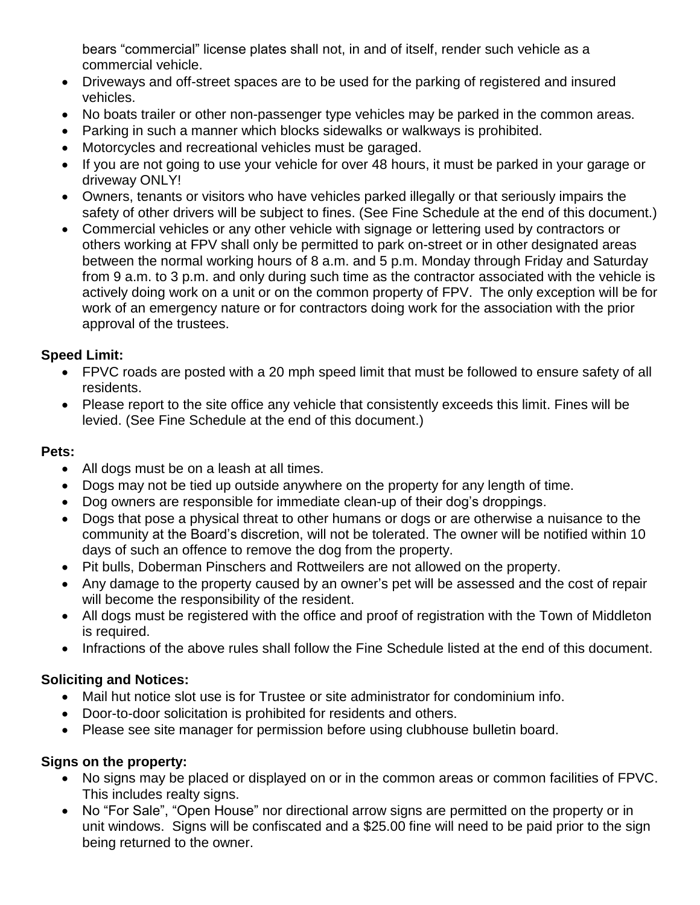bears "commercial" license plates shall not, in and of itself, render such vehicle as a commercial vehicle.

- Driveways and off-street spaces are to be used for the parking of registered and insured vehicles.
- No boats trailer or other non-passenger type vehicles may be parked in the common areas.
- Parking in such a manner which blocks sidewalks or walkways is prohibited.
- Motorcycles and recreational vehicles must be garaged.
- If you are not going to use your vehicle for over 48 hours, it must be parked in your garage or driveway ONLY!
- Owners, tenants or visitors who have vehicles parked illegally or that seriously impairs the safety of other drivers will be subject to fines. (See Fine Schedule at the end of this document.)
- Commercial vehicles or any other vehicle with signage or lettering used by contractors or others working at FPV shall only be permitted to park on-street or in other designated areas between the normal working hours of 8 a.m. and 5 p.m. Monday through Friday and Saturday from 9 a.m. to 3 p.m. and only during such time as the contractor associated with the vehicle is actively doing work on a unit or on the common property of FPV. The only exception will be for work of an emergency nature or for contractors doing work for the association with the prior approval of the trustees.

**Speed Limit:**

- FPVC roads are posted with a 20 mph speed limit that must be followed to ensure safety of all residents.
- Please report to the site office any vehicle that consistently exceeds this limit. Fines will be levied. (See Fine Schedule at the end of this document.)

**Pets:**

- All dogs must be on a leash at all times.
- Dogs may not be tied up outside anywhere on the property for any length of time.
- Dog owners are responsible for immediate clean-up of their dog's droppings.
- Dogs that pose a physical threat to other humans or dogs or are otherwise a nuisance to the community at the Board's discretion, will not be tolerated. The owner will be notified within 10 days of such an offence to remove the dog from the property.
- Pit bulls, Doberman Pinschers and Rottweilers are not allowed on the property.
- Any damage to the property caused by an owner's pet will be assessed and the cost of repair will become the responsibility of the resident.
- All dogs must be registered with the office and proof of registration with the Town of Middleton is required.
- Infractions of the above rules shall follow the Fine Schedule listed at the end of this document.

**Soliciting and Notices:**

- Mail hut notice slot use is for Trustee or site administrator for condominium info.
- Door-to-door solicitation is prohibited for residents and others.
- Please see site manager for permission before using clubhouse bulletin board.

**Signs on the property:**

- No signs may be placed or displayed on or in the common areas or common facilities of FPVC. This includes realty signs.
- No "For Sale", "Open House" nor directional arrow signs are permitted on the property or in unit windows. Signs will be confiscated and a $25.00 fine will need to be paid prior to the sign being returned to the owner.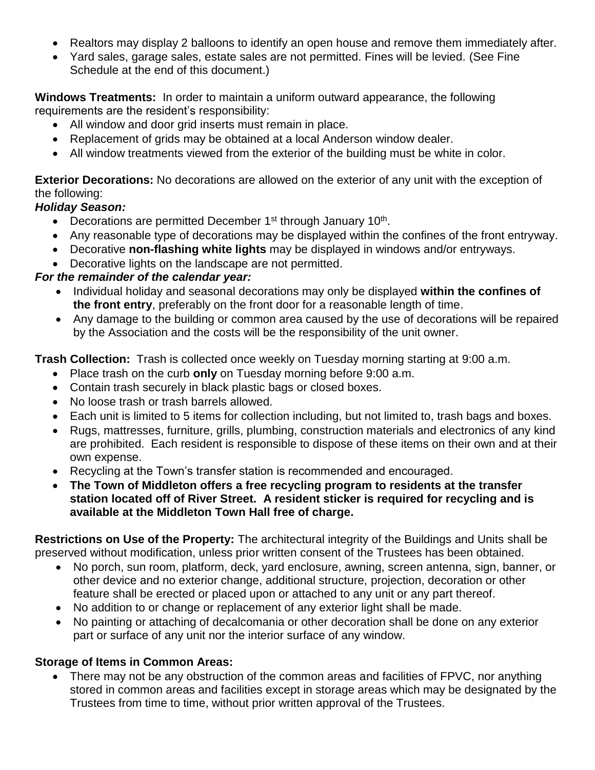- Realtors may display 2 balloons to identify an open house and remove them immediately after.
- Yard sales, garage sales, estate sales are not permitted. Fines will be levied. (See Fine Schedule at the end of this document.)

**Windows Treatments:** In order to maintain a uniform outward appearance, the following requirements are the resident's responsibility:

- All window and door grid inserts must remain in place.
- Replacement of grids may be obtained at a local Anderson window dealer.
- All window treatments viewed from the exterior of the building must be white in color.

**Exterior Decorations:** No decorations are allowed on the exterior of any unit with the exception of the following:

***Holiday Season:***

- Decorations are permitted December 1st through January 10th.
- Any reasonable type of decorations may be displayed within the confines of the front entryway.
- Decorative **non-flashing white lights** may be displayed in windows and/or entryways.
- Decorative lights on the landscape are not permitted.

***For the remainder of the calendar year:***

- Individual holiday and seasonal decorations may only be displayed **within the confines of the front entry**, preferably on the front door for a reasonable length of time.
- Any damage to the building or common area caused by the use of decorations will be repaired by the Association and the costs will be the responsibility of the unit owner.

**Trash Collection:** Trash is collected once weekly on Tuesday morning starting at 9:00 a.m.

- Place trash on the curb **only** on Tuesday morning before 9:00 a.m.
- Contain trash securely in black plastic bags or closed boxes.
- No loose trash or trash barrels allowed.
- Each unit is limited to 5 items for collection including, but not limited to, trash bags and boxes.
- Rugs, mattresses, furniture, grills, plumbing, construction materials and electronics of any kind are prohibited. Each resident is responsible to dispose of these items on their own and at their own expense.
- Recycling at the Town's transfer station is recommended and encouraged.
- **The Town of Middleton offers a free recycling program to residents at the transfer station located off of River Street. A resident sticker is required for recycling and is available at the Middleton Town Hall free of charge.**

**Restrictions on Use of the Property:** The architectural integrity of the Buildings and Units shall be preserved without modification, unless prior written consent of the Trustees has been obtained.

- No porch, sun room, platform, deck, yard enclosure, awning, screen antenna, sign, banner, or other device and no exterior change, additional structure, projection, decoration or other feature shall be erected or placed upon or attached to any unit or any part thereof.
- No addition to or change or replacement of any exterior light shall be made.
- No painting or attaching of decalcomania or other decoration shall be done on any exterior part or surface of any unit nor the interior surface of any window.

**Storage of Items in Common Areas:**

- There may not be any obstruction of the common areas and facilities of FPVC, nor anything stored in common areas and facilities except in storage areas which may be designated by the Trustees from time to time, without prior written approval of the Trustees.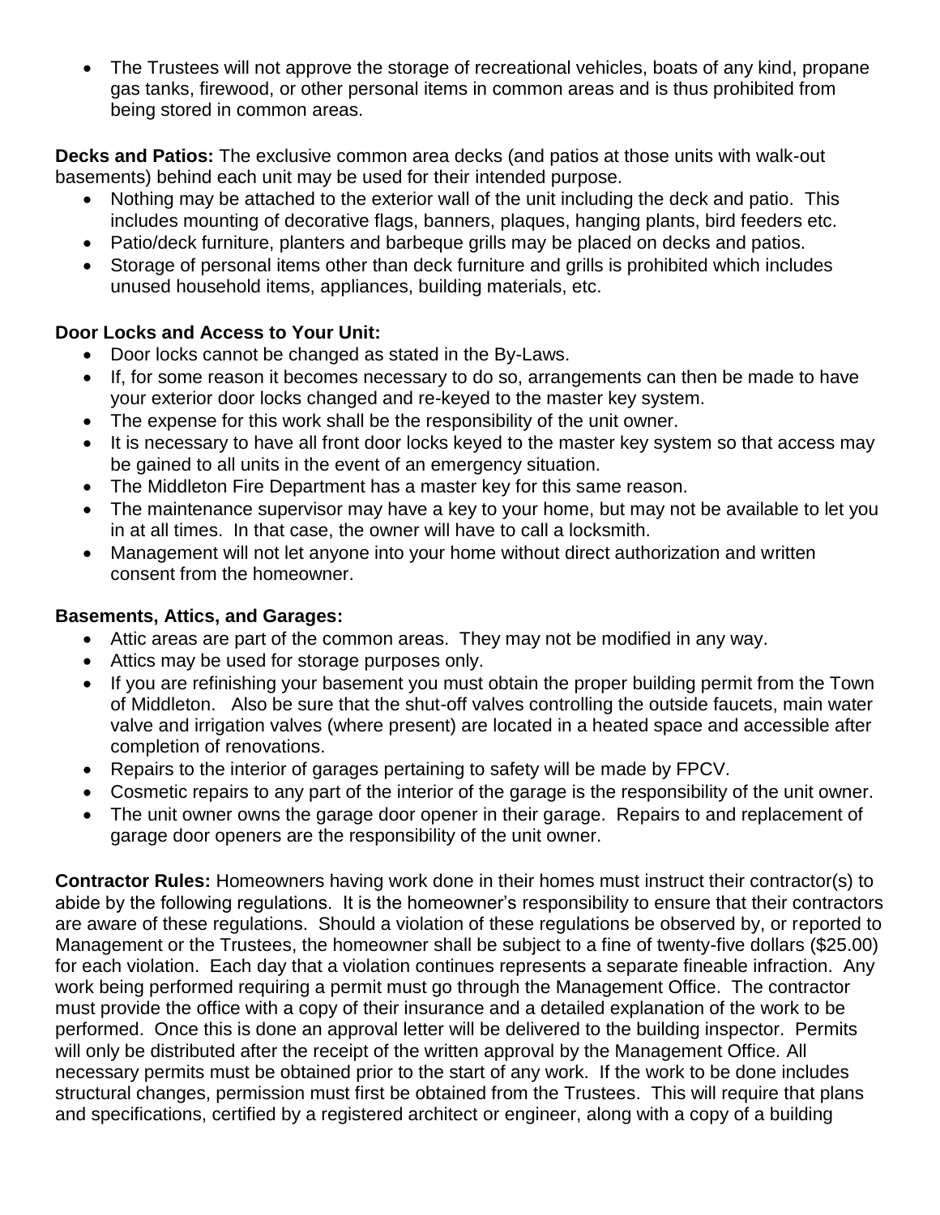- The Trustees will not approve the storage of recreational vehicles, boats of any kind, propane gas tanks, firewood, or other personal items in common areas and is thus prohibited from being stored in common areas.

**Decks and Patios:** The exclusive common area decks (and patios at those units with walk-out basements) behind each unit may be used for their intended purpose.

- Nothing may be attached to the exterior wall of the unit including the deck and patio. This includes mounting of decorative flags, banners, plaques, hanging plants, bird feeders etc.
- Patio/deck furniture, planters and barbeque grills may be placed on decks and patios.
- Storage of personal items other than deck furniture and grills is prohibited which includes unused household items, appliances, building materials, etc.

**Door Locks and Access to Your Unit:**

- Door locks cannot be changed as stated in the By-Laws.
- If, for some reason it becomes necessary to do so, arrangements can then be made to have your exterior door locks changed and re-keyed to the master key system.
- The expense for this work shall be the responsibility of the unit owner.
- It is necessary to have all front door locks keyed to the master key system so that access may be gained to all units in the event of an emergency situation.
- The Middleton Fire Department has a master key for this same reason.
- The maintenance supervisor may have a key to your home, but may not be available to let you in at all times. In that case, the owner will have to call a locksmith.
- Management will not let anyone into your home without direct authorization and written consent from the homeowner.

**Basements, Attics, and Garages:**

- Attic areas are part of the common areas. They may not be modified in any way.
- Attics may be used for storage purposes only.
- If you are refinishing your basement you must obtain the proper building permit from the Town of Middleton. Also be sure that the shut-off valves controlling the outside faucets, main water valve and irrigation valves (where present) are located in a heated space and accessible after completion of renovations.
- Repairs to the interior of garages pertaining to safety will be made by FPCV.
- Cosmetic repairs to any part of the interior of the garage is the responsibility of the unit owner.
- The unit owner owns the garage door opener in their garage. Repairs to and replacement of garage door openers are the responsibility of the unit owner.

**Contractor Rules:** Homeowners having work done in their homes must instruct their contractor(s) to abide by the following regulations. It is the homeowner's responsibility to ensure that their contractors are aware of these regulations. Should a violation of these regulations be observed by, or reported to Management or the Trustees, the homeowner shall be subject to a fine of twenty-five dollars ($25.00) for each violation. Each day that a violation continues represents a separate fineable infraction. Any work being performed requiring a permit must go through the Management Office. The contractor must provide the office with a copy of their insurance and a detailed explanation of the work to be performed. Once this is done an approval letter will be delivered to the building inspector. Permits will only be distributed after the receipt of the written approval by the Management Office. All necessary permits must be obtained prior to the start of any work. If the work to be done includes structural changes, permission must first be obtained from the Trustees. This will require that plans and specifications, certified by a registered architect or engineer, along with a copy of a building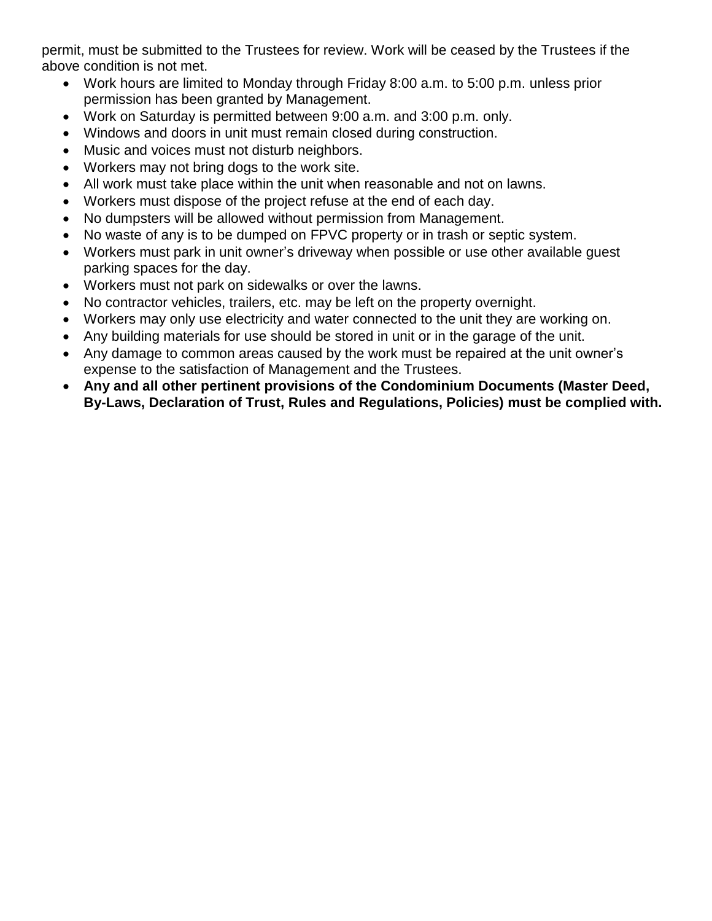permit, must be submitted to the Trustees for review. Work will be ceased by the Trustees if the above condition is not met.

- Work hours are limited to Monday through Friday 8:00 a.m. to 5:00 p.m. unless prior permission has been granted by Management.
- Work on Saturday is permitted between 9:00 a.m. and 3:00 p.m. only.
- Windows and doors in unit must remain closed during construction.
- Music and voices must not disturb neighbors.
- Workers may not bring dogs to the work site.
- All work must take place within the unit when reasonable and not on lawns.
- Workers must dispose of the project refuse at the end of each day.
- No dumpsters will be allowed without permission from Management.
- No waste of any is to be dumped on FPVC property or in trash or septic system.
- Workers must park in unit owner's driveway when possible or use other available guest parking spaces for the day.
- Workers must not park on sidewalks or over the lawns.
- No contractor vehicles, trailers, etc. may be left on the property overnight.
- Workers may only use electricity and water connected to the unit they are working on.
- Any building materials for use should be stored in unit or in the garage of the unit.
- Any damage to common areas caused by the work must be repaired at the unit owner's expense to the satisfaction of Management and the Trustees.
- **Any and all other pertinent provisions of the Condominium Documents (Master Deed, By-Laws, Declaration of Trust, Rules and Regulations, Policies) must be complied with.**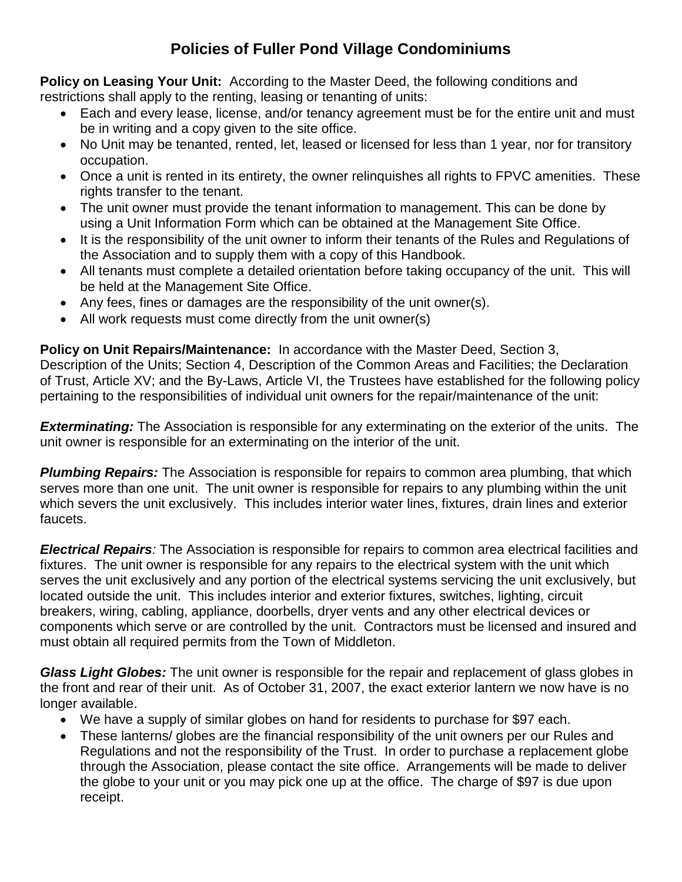# Policies of Fuller Pond Village Condominiums

**Policy on Leasing Your Unit:** According to the Master Deed, the following conditions and restrictions shall apply to the renting, leasing or tenanting of units:

- Each and every lease, license, and/or tenancy agreement must be for the entire unit and must be in writing and a copy given to the site office.
- No Unit may be tenanted, rented, let, leased or licensed for less than 1 year, nor for transitory occupation.
- Once a unit is rented in its entirety, the owner relinquishes all rights to FPVC amenities. These rights transfer to the tenant.
- The unit owner must provide the tenant information to management. This can be done by using a Unit Information Form which can be obtained at the Management Site Office.
- It is the responsibility of the unit owner to inform their tenants of the Rules and Regulations of the Association and to supply them with a copy of this Handbook.
- All tenants must complete a detailed orientation before taking occupancy of the unit. This will be held at the Management Site Office.
- Any fees, fines or damages are the responsibility of the unit owner(s).
- All work requests must come directly from the unit owner(s)

**Policy on Unit Repairs/Maintenance:** In accordance with the Master Deed, Section 3, Description of the Units; Section 4, Description of the Common Areas and Facilities; the Declaration of Trust, Article XV; and the By-Laws, Article VI, the Trustees have established for the following policy pertaining to the responsibilities of individual unit owners for the repair/maintenance of the unit:

***Exterminating:*** The Association is responsible for any exterminating on the exterior of the units. The unit owner is responsible for an exterminating on the interior of the unit.

***Plumbing Repairs:*** The Association is responsible for repairs to common area plumbing, that which serves more than one unit. The unit owner is responsible for repairs to any plumbing within the unit which severs the unit exclusively. This includes interior water lines, fixtures, drain lines and exterior faucets.

***Electrical Repairs****:* The Association is responsible for repairs to common area electrical facilities and fixtures. The unit owner is responsible for any repairs to the electrical system with the unit which serves the unit exclusively and any portion of the electrical systems servicing the unit exclusively, but located outside the unit. This includes interior and exterior fixtures, switches, lighting, circuit breakers, wiring, cabling, appliance, doorbells, dryer vents and any other electrical devices or components which serve or are controlled by the unit. Contractors must be licensed and insured and must obtain all required permits from the Town of Middleton.

***Glass Light Globes:*** The unit owner is responsible for the repair and replacement of glass globes in the front and rear of their unit. As of October 31, 2007, the exact exterior lantern we now have is no longer available.

- We have a supply of similar globes on hand for residents to purchase for $97 each.
- These lanterns/ globes are the financial responsibility of the unit owners per our Rules and Regulations and not the responsibility of the Trust. In order to purchase a replacement globe through the Association, please contact the site office. Arrangements will be made to deliver the globe to your unit or you may pick one up at the office. The charge of $97 is due upon receipt.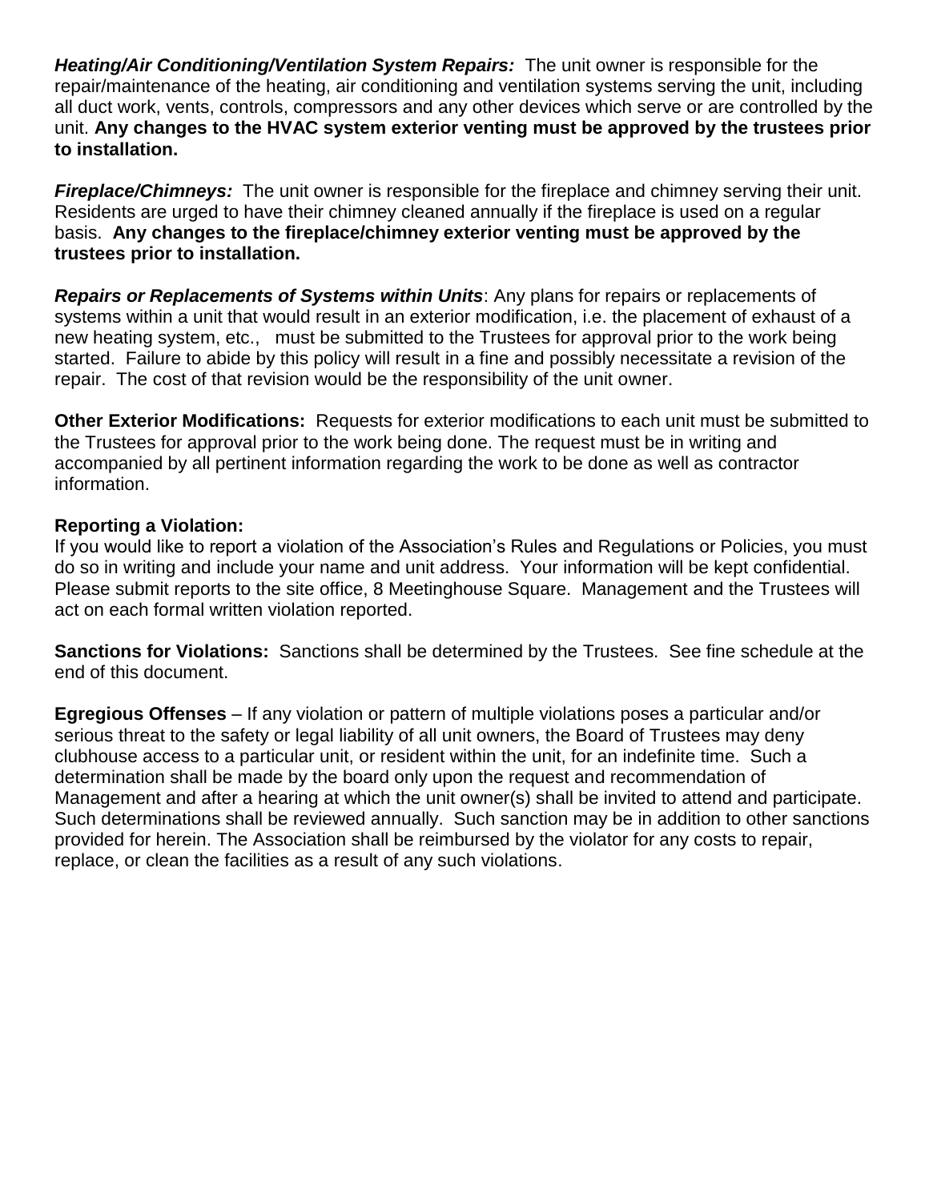***Heating/Air Conditioning/Ventilation System Repairs:*** The unit owner is responsible for the repair/maintenance of the heating, air conditioning and ventilation systems serving the unit, including all duct work, vents, controls, compressors and any other devices which serve or are controlled by the unit. **Any changes to the HVAC system exterior venting must be approved by the trustees prior to installation.**

***Fireplace/Chimneys:*** The unit owner is responsible for the fireplace and chimney serving their unit. Residents are urged to have their chimney cleaned annually if the fireplace is used on a regular basis. **Any changes to the fireplace/chimney exterior venting must be approved by the trustees prior to installation.**

***Repairs or Replacements of Systems within Units***: Any plans for repairs or replacements of systems within a unit that would result in an exterior modification, i.e. the placement of exhaust of a new heating system, etc., must be submitted to the Trustees for approval prior to the work being started. Failure to abide by this policy will result in a fine and possibly necessitate a revision of the repair. The cost of that revision would be the responsibility of the unit owner.

**Other Exterior Modifications:** Requests for exterior modifications to each unit must be submitted to the Trustees for approval prior to the work being done. The request must be in writing and accompanied by all pertinent information regarding the work to be done as well as contractor information.

**Reporting a Violation:**
If you would like to report a violation of the Association's Rules and Regulations or Policies, you must do so in writing and include your name and unit address. Your information will be kept confidential. Please submit reports to the site office, 8 Meetinghouse Square. Management and the Trustees will act on each formal written violation reported.

**Sanctions for Violations:** Sanctions shall be determined by the Trustees. See fine schedule at the end of this document.

**Egregious Offenses** – If any violation or pattern of multiple violations poses a particular and/or serious threat to the safety or legal liability of all unit owners, the Board of Trustees may deny clubhouse access to a particular unit, or resident within the unit, for an indefinite time. Such a determination shall be made by the board only upon the request and recommendation of Management and after a hearing at which the unit owner(s) shall be invited to attend and participate. Such determinations shall be reviewed annually. Such sanction may be in addition to other sanctions provided for herein. The Association shall be reimbursed by the violator for any costs to repair, replace, or clean the facilities as a result of any such violations.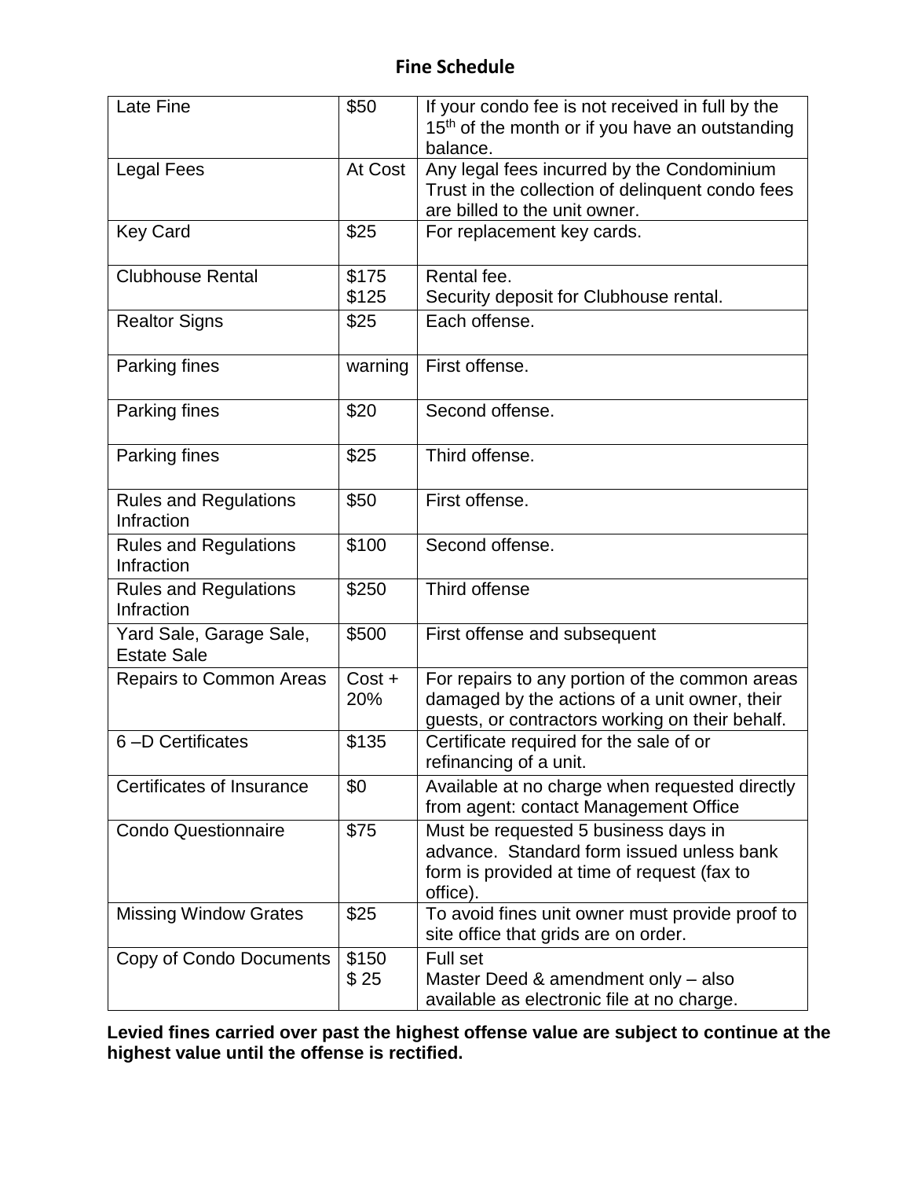## Fine Schedule

| | | |
|---|---|---|
| Late Fine | $50 | If your condo fee is not received in full by the 15th of the month or if you have an outstanding balance. |
| Legal Fees | At Cost | Any legal fees incurred by the Condominium Trust in the collection of delinquent condo fees are billed to the unit owner. |
| Key Card | $25 | For replacement key cards. |
| Clubhouse Rental | $175<br>$125 | Rental fee.<br>Security deposit for Clubhouse rental. |
| Realtor Signs | $25 | Each offense. |
| Parking fines | warning | First offense. |
| Parking fines | $20 | Second offense. |
| Parking fines | $25 | Third offense. |
| Rules and Regulations Infraction | $50 | First offense. |
| Rules and Regulations Infraction | $100 | Second offense. |
| Rules and Regulations Infraction | $250 | Third offense |
| Yard Sale, Garage Sale, Estate Sale | $500 | First offense and subsequent |
| Repairs to Common Areas | Cost + 20% | For repairs to any portion of the common areas damaged by the actions of a unit owner, their guests, or contractors working on their behalf. |
| 6 –D Certificates | $135 | Certificate required for the sale of or refinancing of a unit. |
| Certificates of Insurance | $0 | Available at no charge when requested directly from agent: contact Management Office |
| Condo Questionnaire | $75 | Must be requested 5 business days in advance. Standard form issued unless bank form is provided at time of request (fax to office). |
| Missing Window Grates | $25 | To avoid fines unit owner must provide proof to site office that grids are on order. |
| Copy of Condo Documents | $150<br>$ 25 | Full set<br>Master Deed & amendment only – also available as electronic file at no charge. |

**Levied fines carried over past the highest offense value are subject to continue at the highest value until the offense is rectified.**